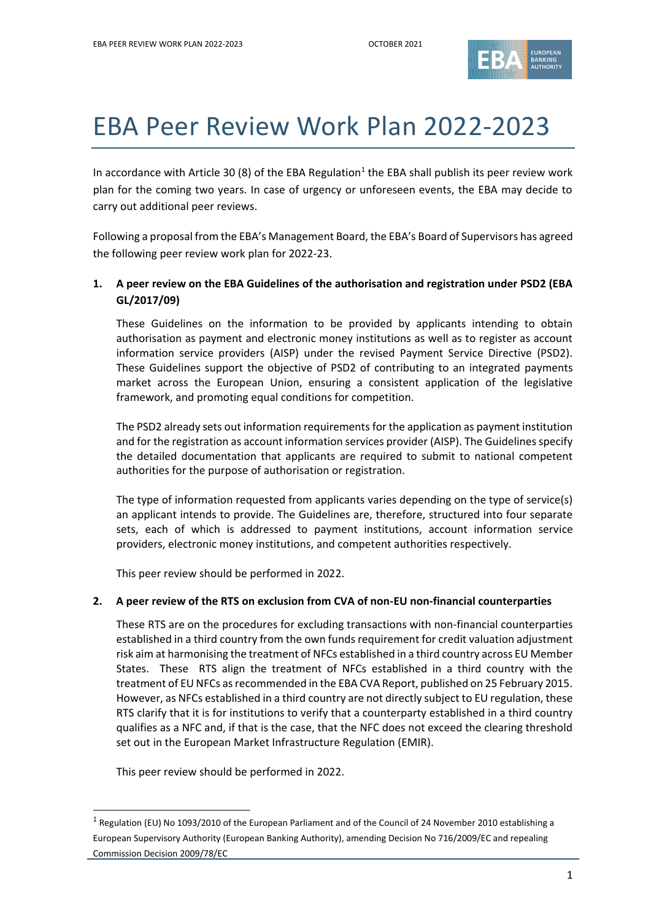# EBA Peer Review Work Plan 2022-2023

In accordance with Article 30 (8) of the EBA Regulation[1] the EBA shall publish its peer review work plan for the coming two years. In case of urgency or unforeseen events, the EBA may decide to carry out additional peer reviews.

Following a proposal from the EBA's Management Board, the EBA's Board of Supervisors has agreed the following peer review work plan for 2022-23.

**1. A peer review on the EBA Guidelines of the authorisation and registration under PSD2 (EBA GL/2017/09)**

These Guidelines on the information to be provided by applicants intending to obtain authorisation as payment and electronic money institutions as well as to register as account information service providers (AISP) under the revised Payment Service Directive (PSD2). These Guidelines support the objective of PSD2 of contributing to an integrated payments market across the European Union, ensuring a consistent application of the legislative framework, and promoting equal conditions for competition.

The PSD2 already sets out information requirements for the application as payment institution and for the registration as account information services provider (AISP). The Guidelines specify the detailed documentation that applicants are required to submit to national competent authorities for the purpose of authorisation or registration.

The type of information requested from applicants varies depending on the type of service(s) an applicant intends to provide. The Guidelines are, therefore, structured into four separate sets, each of which is addressed to payment institutions, account information service providers, electronic money institutions, and competent authorities respectively.

This peer review should be performed in 2022.

**2. A peer review of the RTS on exclusion from CVA of non-EU non-financial counterparties**

These RTS are on the procedures for excluding transactions with non-financial counterparties established in a third country from the own funds requirement for credit valuation adjustment risk aim at harmonising the treatment of NFCs established in a third country across EU Member States. These RTS align the treatment of NFCs established in a third country with the treatment of EU NFCs as recommended in the EBA CVA Report, published on 25 February 2015. However, as NFCs established in a third country are not directly subject to EU regulation, these RTS clarify that it is for institutions to verify that a counterparty established in a third country qualifies as a NFC and, if that is the case, that the NFC does not exceed the clearing threshold set out in the European Market Infrastructure Regulation (EMIR).

This peer review should be performed in 2022.

[1] Regulation (EU) No 1093/2010 of the European Parliament and of the Council of 24 November 2010 establishing a European Supervisory Authority (European Banking Authority), amending Decision No 716/2009/EC and repealing Commission Decision 2009/78/EC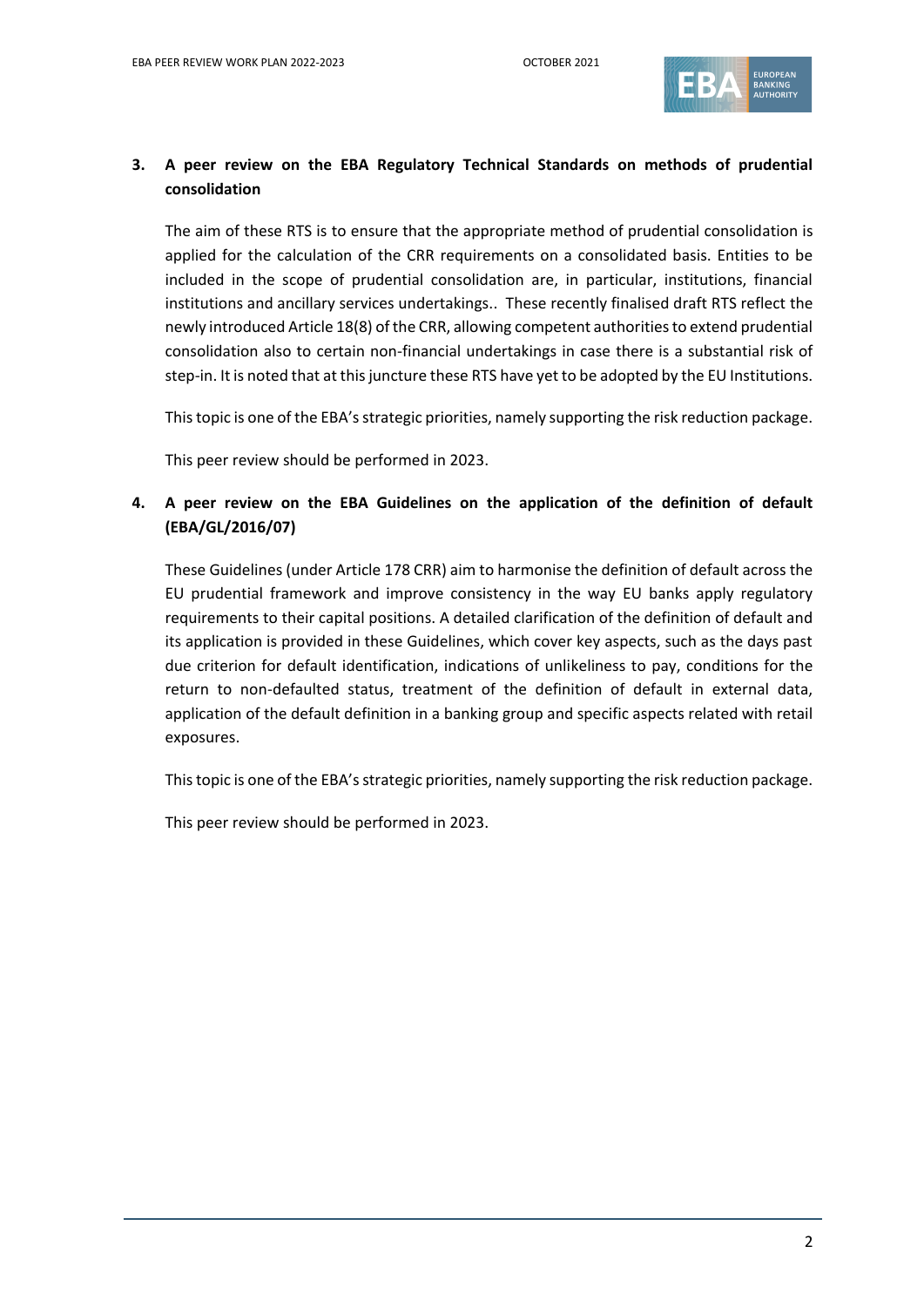3. **A peer review on the EBA Regulatory Technical Standards on methods of prudential consolidation**

   The aim of these RTS is to ensure that the appropriate method of prudential consolidation is applied for the calculation of the CRR requirements on a consolidated basis. Entities to be included in the scope of prudential consolidation are, in particular, institutions, financial institutions and ancillary services undertakings.. These recently finalised draft RTS reflect the newly introduced Article 18(8) of the CRR, allowing competent authorities to extend prudential consolidation also to certain non-financial undertakings in case there is a substantial risk of step-in. It is noted that at this juncture these RTS have yet to be adopted by the EU Institutions.

   This topic is one of the EBA's strategic priorities, namely supporting the risk reduction package.

   This peer review should be performed in 2023.

4. **A peer review on the EBA Guidelines on the application of the definition of default (EBA/GL/2016/07)**

   These Guidelines (under Article 178 CRR) aim to harmonise the definition of default across the EU prudential framework and improve consistency in the way EU banks apply regulatory requirements to their capital positions. A detailed clarification of the definition of default and its application is provided in these Guidelines, which cover key aspects, such as the days past due criterion for default identification, indications of unlikeliness to pay, conditions for the return to non-defaulted status, treatment of the definition of default in external data, application of the default definition in a banking group and specific aspects related with retail exposures.

   This topic is one of the EBA's strategic priorities, namely supporting the risk reduction package.

   This peer review should be performed in 2023.